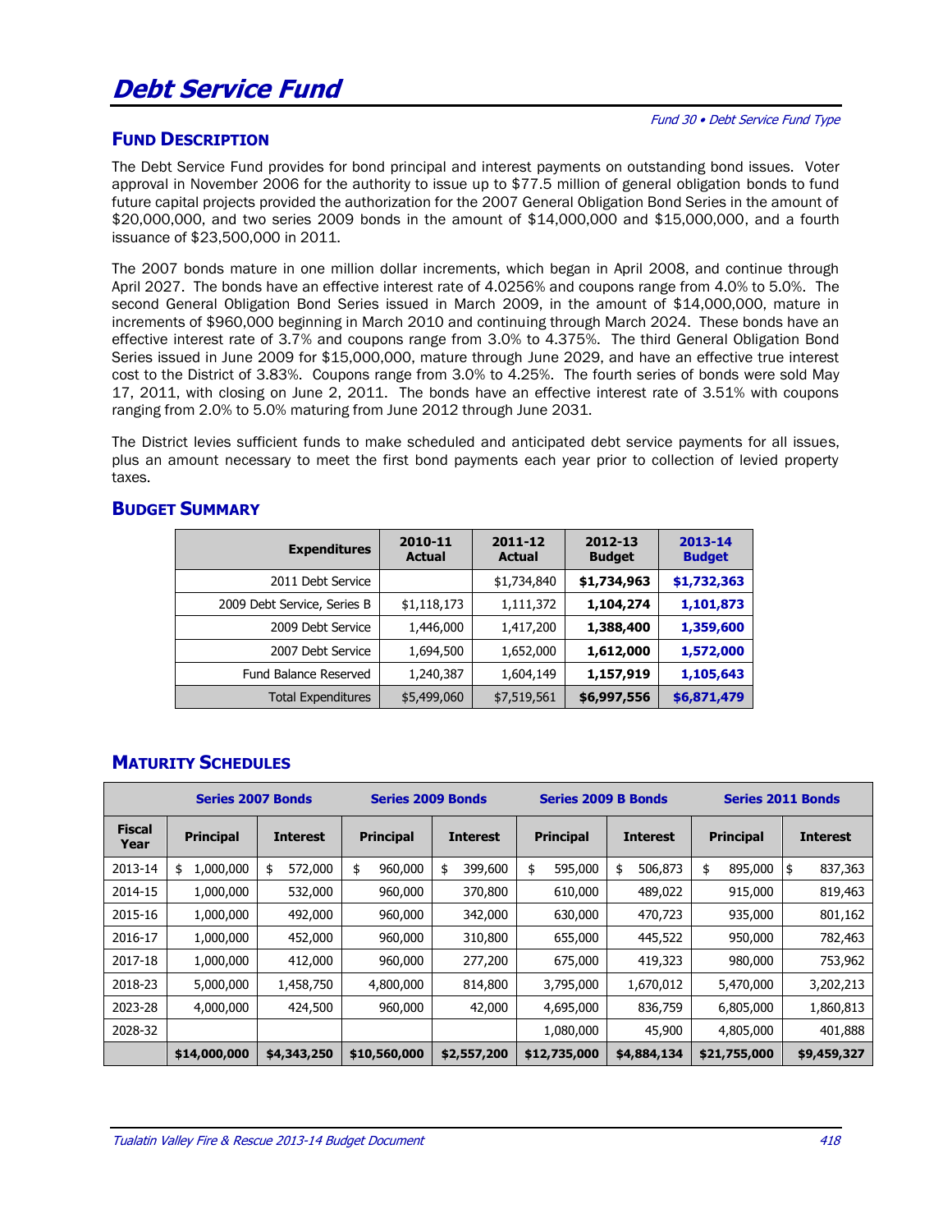# Debt Service Fund

*Fund 30 • Debt Service Fund Type*

## Fund Description

The Debt Service Fund provides for bond principal and interest payments on outstanding bond issues. Voter approval in November 2006 for the authority to issue up to $77.5 million of general obligation bonds to fund future capital projects provided the authorization for the 2007 General Obligation Bond Series in the amount of $20,000,000, and two series 2009 bonds in the amount of $14,000,000 and $15,000,000, and a fourth issuance of $23,500,000 in 2011.

The 2007 bonds mature in one million dollar increments, which began in April 2008, and continue through April 2027. The bonds have an effective interest rate of 4.0256% and coupons range from 4.0% to 5.0%. The second General Obligation Bond Series issued in March 2009, in the amount of $14,000,000, mature in increments of $960,000 beginning in March 2010 and continuing through March 2024. These bonds have an effective interest rate of 3.7% and coupons range from 3.0% to 4.375%. The third General Obligation Bond Series issued in June 2009 for $15,000,000, mature through June 2029, and have an effective true interest cost to the District of 3.83%. Coupons range from 3.0% to 4.25%. The fourth series of bonds were sold May 17, 2011, with closing on June 2, 2011. The bonds have an effective interest rate of 3.51% with coupons ranging from 2.0% to 5.0% maturing from June 2012 through June 2031.

The District levies sufficient funds to make scheduled and anticipated debt service payments for all issues, plus an amount necessary to meet the first bond payments each year prior to collection of levied property taxes.

## Budget Summary

| Expenditures | 2010-11 Actual | 2011-12 Actual | 2012-13 Budget | 2013-14 Budget |
|---|---|---|---|---|
| 2011 Debt Service | | $1,734,840 | **$1,734,963** | **$1,732,363** |
| 2009 Debt Service, Series B | $1,118,173 | 1,111,372 | **1,104,274** | **1,101,873** |
| 2009 Debt Service | 1,446,000 | 1,417,200 | **1,388,400** | **1,359,600** |
| 2007 Debt Service | 1,694,500 | 1,652,000 | **1,612,000** | **1,572,000** |
| Fund Balance Reserved | 1,240,387 | 1,604,149 | **1,157,919** | **1,105,643** |
| Total Expenditures | $5,499,060 | $7,519,561 | **$6,997,556** | **$6,871,479** |

## Maturity Schedules

| | Series 2007 Bonds | | Series 2009 Bonds | | Series 2009 B Bonds | | Series 2011 Bonds | |
|---|---|---|---|---|---|---|---|---|
| **Fiscal Year** | **Principal** | **Interest** | **Principal** | **Interest** | **Principal** | **Interest** | **Principal** | **Interest** |
| 2013-14 | $ 1,000,000 | $ 572,000 | $ 960,000 | $ 399,600 | $ 595,000 | $ 506,873 | $ 895,000 | $ 837,363 |
| 2014-15 | 1,000,000 | 532,000 | 960,000 | 370,800 | 610,000 | 489,022 | 915,000 | 819,463 |
| 2015-16 | 1,000,000 | 492,000 | 960,000 | 342,000 | 630,000 | 470,723 | 935,000 | 801,162 |
| 2016-17 | 1,000,000 | 452,000 | 960,000 | 310,800 | 655,000 | 445,522 | 950,000 | 782,463 |
| 2017-18 | 1,000,000 | 412,000 | 960,000 | 277,200 | 675,000 | 419,323 | 980,000 | 753,962 |
| 2018-23 | 5,000,000 | 1,458,750 | 4,800,000 | 814,800 | 3,795,000 | 1,670,012 | 5,470,000 | 3,202,213 |
| 2023-28 | 4,000,000 | 424,500 | 960,000 | 42,000 | 4,695,000 | 836,759 | 6,805,000 | 1,860,813 |
| 2028-32 | | | | | 1,080,000 | 45,900 | 4,805,000 | 401,888 |
| | **$14,000,000** | **$4,343,250** | **$10,560,000** | **$2,557,200** | **$12,735,000** | **$4,884,134** | **$21,755,000** | **$9,459,327** |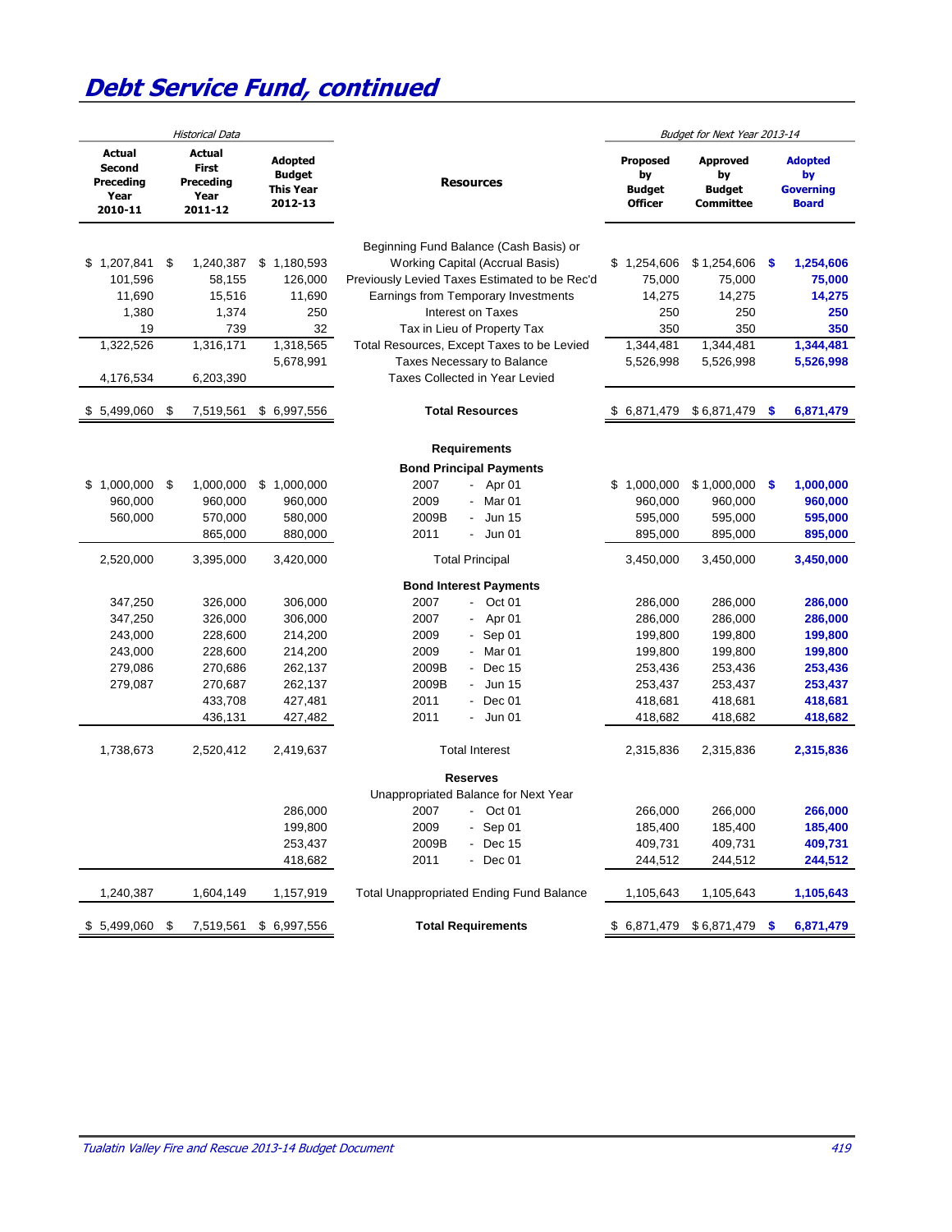# Debt Service Fund, continued

| Historical Data | | | | Budget for Next Year 2013-14 | | |
|---|---|---|---|---|---|---|
| Actual Second Preceding Year 2010-11 | Actual First Preceding Year 2011-12 | Adopted Budget This Year 2012-13 | Resources | Proposed by Budget Officer | Approved by Budget Committee | Adopted by Governing Board |
| | | | Beginning Fund Balance (Cash Basis) or | | | |
| $ 1,207,841 | $ 1,240,387 | $ 1,180,593 | Working Capital (Accrual Basis) | $ 1,254,606 | $ 1,254,606 | $ 1,254,606 |
| 101,596 | 58,155 | 126,000 | Previously Levied Taxes Estimated to be Rec'd | 75,000 | 75,000 | 75,000 |
| 11,690 | 15,516 | 11,690 | Earnings from Temporary Investments | 14,275 | 14,275 | 14,275 |
| 1,380 | 1,374 | 250 | Interest on Taxes | 250 | 250 | 250 |
| 19 | 739 | 32 | Tax in Lieu of Property Tax | 350 | 350 | 350 |
| 1,322,526 | 1,316,171 | 1,318,565 | Total Resources, Except Taxes to be Levied | 1,344,481 | 1,344,481 | 1,344,481 |
| | | 5,678,991 | Taxes Necessary to Balance | 5,526,998 | 5,526,998 | 5,526,998 |
| 4,176,534 | 6,203,390 | | Taxes Collected in Year Levied | | | |
| $ 5,499,060 | $ 7,519,561 | $ 6,997,556 | **Total Resources** | $ 6,871,479 | $ 6,871,479 | $ 6,871,479 |
| | | | **Requirements** | | | |
| | | | **Bond Principal Payments** | | | |
| $ 1,000,000 | $ 1,000,000 | $ 1,000,000 | 2007 - Apr 01 | $ 1,000,000 | $ 1,000,000 | $ 1,000,000 |
| 960,000 | 960,000 | 960,000 | 2009 - Mar 01 | 960,000 | 960,000 | 960,000 |
| 560,000 | 570,000 | 580,000 | 2009B - Jun 15 | 595,000 | 595,000 | 595,000 |
| | 865,000 | 880,000 | 2011 - Jun 01 | 895,000 | 895,000 | 895,000 |
| 2,520,000 | 3,395,000 | 3,420,000 | Total Principal | 3,450,000 | 3,450,000 | 3,450,000 |
| | | | **Bond Interest Payments** | | | |
| 347,250 | 326,000 | 306,000 | 2007 - Oct 01 | 286,000 | 286,000 | 286,000 |
| 347,250 | 326,000 | 306,000 | 2007 - Apr 01 | 286,000 | 286,000 | 286,000 |
| 243,000 | 228,600 | 214,200 | 2009 - Sep 01 | 199,800 | 199,800 | 199,800 |
| 243,000 | 228,600 | 214,200 | 2009 - Mar 01 | 199,800 | 199,800 | 199,800 |
| 279,086 | 270,686 | 262,137 | 2009B - Dec 15 | 253,436 | 253,436 | 253,436 |
| 279,087 | 270,687 | 262,137 | 2009B - Jun 15 | 253,437 | 253,437 | 253,437 |
| | 433,708 | 427,481 | 2011 - Dec 01 | 418,681 | 418,681 | 418,681 |
| | 436,131 | 427,482 | 2011 - Jun 01 | 418,682 | 418,682 | 418,682 |
| 1,738,673 | 2,520,412 | 2,419,637 | Total Interest | 2,315,836 | 2,315,836 | 2,315,836 |
| | | | **Reserves** | | | |
| | | | Unappropriated Balance for Next Year | | | |
| | | 286,000 | 2007 - Oct 01 | 266,000 | 266,000 | 266,000 |
| | | 199,800 | 2009 - Sep 01 | 185,400 | 185,400 | 185,400 |
| | | 253,437 | 2009B - Dec 15 | 409,731 | 409,731 | 409,731 |
| | | 418,682 | 2011 - Dec 01 | 244,512 | 244,512 | 244,512 |
| 1,240,387 | 1,604,149 | 1,157,919 | Total Unappropriated Ending Fund Balance | 1,105,643 | 1,105,643 | 1,105,643 |
| $ 5,499,060 | $ 7,519,561 | $ 6,997,556 | **Total Requirements** | $ 6,871,479 | $ 6,871,479 | $ 6,871,479 |